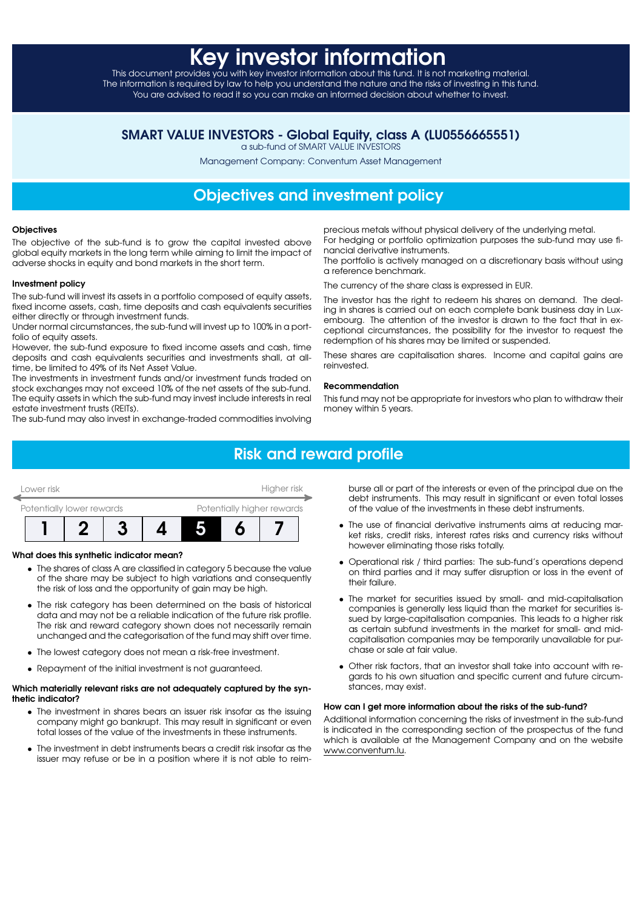# Key investor information

This document provides you with key investor information about this fund. It is not marketing material. The information is required by law to help you understand the nature and the risks of investing in this fund. You are advised to read it so you can make an informed decision about whether to invest.

## SMART VALUE INVESTORS - Global Equity, class A (LU0556665551)

a sub-fund of SMART VALUE INVESTORS

Management Company: Conventum Asset Management

## Objectives and investment policy

**Objectives**

The objective of the sub-fund is to grow the capital invested above global equity markets in the long term while aiming to limit the impact of adverse shocks in equity and bond markets in the short term.

**Investment policy**

The sub-fund will invest its assets in a portfolio composed of equity assets, fixed income assets, cash, time deposits and cash equivalents securities either directly or through investment funds.

Under normal circumstances, the sub-fund will invest up to 100% in a portfolio of equity assets.

However, the sub-fund exposure to fixed income assets and cash, time deposits and cash equivalents securities and investments shall, at all-time, be limited to 49% of its Net Asset Value.

The investments in investment funds and/or investment funds traded on stock exchanges may not exceed 10% of the net assets of the sub-fund. The equity assets in which the sub-fund may invest include interests in real estate investment trusts (REITs).

The sub-fund may also invest in exchange-traded commodities involving precious metals without physical delivery of the underlying metal.

For hedging or portfolio optimization purposes the sub-fund may use financial derivative instruments.

The portfolio is actively managed on a discretionary basis without using a reference benchmark.

The currency of the share class is expressed in EUR.

The investor has the right to redeem his shares on demand. The dealing in shares is carried out on each complete bank business day in Luxembourg. The attention of the investor is drawn to the fact that in exceptional circumstances, the possibility for the investor to request the redemption of his shares may be limited or suspended.

These shares are capitalisation shares. Income and capital gains are reinvested.

**Recommendation**

This fund may not be appropriate for investors who plan to withdraw their money within 5 years.

## Risk and reward profile

| Lower risk | | | | | | Higher risk |
|---|---|---|---|---|---|---|
| Potentially lower rewards | | | | | | Potentially higher rewards |
| 1 | 2 | 3 | 4 | **5** | 6 | 7 |

**What does this synthetic indicator mean?**

- The shares of class A are classified in category 5 because the value of the share may be subject to high variations and consequently the risk of loss and the opportunity of gain may be high.
- The risk category has been determined on the basis of historical data and may not be a reliable indication of the future risk profile. The risk and reward category shown does not necessarily remain unchanged and the categorisation of the fund may shift over time.
- The lowest category does not mean a risk-free investment.
- Repayment of the initial investment is not guaranteed.

**Which materially relevant risks are not adequately captured by the synthetic indicator?**

- The investment in shares bears an issuer risk insofar as the issuing company might go bankrupt. This may result in significant or even total losses of the value of the investments in these instruments.
- The investment in debt instruments bears a credit risk insofar as the issuer may refuse or be in a position where it is not able to reimburse all or part of the interests or even of the principal due on the debt instruments. This may result in significant or even total losses of the value of the investments in these debt instruments.
- The use of financial derivative instruments aims at reducing market risks, credit risks, interest rates risks and currency risks without however eliminating those risks totally.
- Operational risk / third parties: The sub-fund's operations depend on third parties and it may suffer disruption or loss in the event of their failure.
- The market for securities issued by small- and mid-capitalisation companies is generally less liquid than the market for securities issued by large-capitalisation companies. This leads to a higher risk as certain subfund investments in the market for small- and mid-capitalisation companies may be temporarily unavailable for purchase or sale at fair value.
- Other risk factors, that an investor shall take into account with regards to his own situation and specific current and future circumstances, may exist.

**How can I get more information about the risks of the sub-fund?**

Additional information concerning the risks of investment in the sub-fund is indicated in the corresponding section of the prospectus of the fund which is available at the Management Company and on the website www.conventum.lu.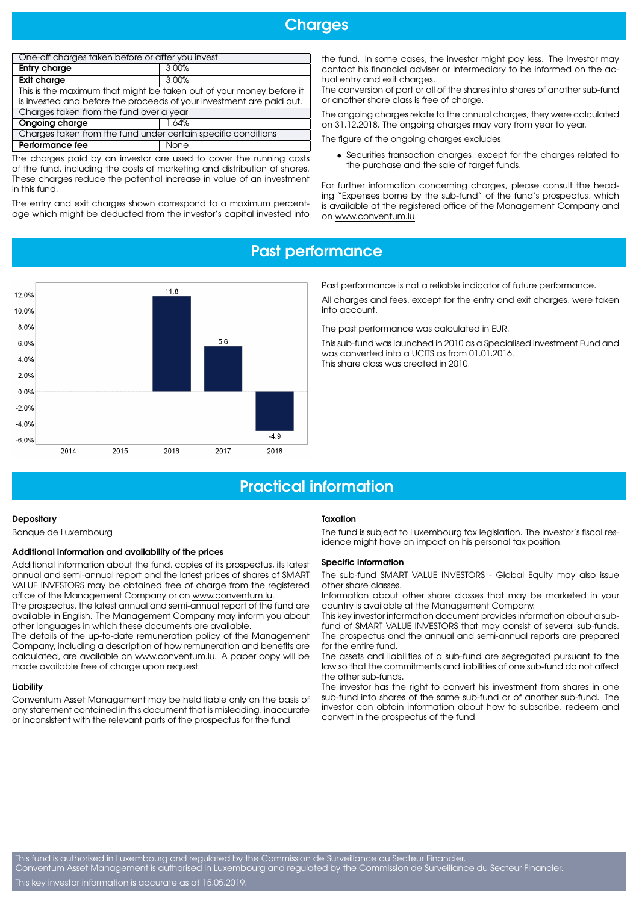## Charges

| One-off charges taken before or after you invest | |
|---|---|
| **Entry charge** | 3.00% |
| **Exit charge** | 3.00% |
| This is the maximum that might be taken out of your money before it is invested and before the proceeds of your investment are paid out. | |
| Charges taken from the fund over a year | |
| **Ongoing charge** | 1.64% |
| Charges taken from the fund under certain specific conditions | |
| **Performance fee** | None |

The charges paid by an investor are used to cover the running costs of the fund, including the costs of marketing and distribution of shares. These charges reduce the potential increase in value of an investment in this fund.

The entry and exit charges shown correspond to a maximum percentage which might be deducted from the investor's capital invested into the fund. In some cases, the investor might pay less. The investor may contact his financial adviser or intermediary to be informed on the actual entry and exit charges.

The conversion of part or all of the shares into shares of another sub-fund or another share class is free of charge.

The ongoing charges relate to the annual charges; they were calculated on 31.12.2018. The ongoing charges may vary from year to year.

The figure of the ongoing charges excludes:

- Securities transaction charges, except for the charges related to the purchase and the sale of target funds.

For further information concerning charges, please consult the heading "Expenses borne by the sub-fund" of the fund's prospectus, which is available at the registered office of the Management Company and on www.conventum.lu.

## Past performance

12.0%
10.0%
8.0%
6.0%
4.0%
2.0%
0.0%
-2.0%
-4.0%
-6.0%

11.8
5.6
-4.9

2014 2015 2016 2017 2018

Past performance is not a reliable indicator of future performance.

All charges and fees, except for the entry and exit charges, were taken into account.

The past performance was calculated in EUR.

This sub-fund was launched in 2010 as a Specialised Investment Fund and was converted into a UCITS as from 01.01.2016.
This share class was created in 2010.

## Practical information

### Depositary

Banque de Luxembourg

### Additional information and availability of the prices

Additional information about the fund, copies of its prospectus, its latest annual and semi-annual report and the latest prices of shares of SMART VALUE INVESTORS may be obtained free of charge from the registered office of the Management Company or on www.conventum.lu.
The prospectus, the latest annual and semi-annual report of the fund are available in English. The Management Company may inform you about other languages in which these documents are available.
The details of the up-to-date remuneration policy of the Management Company, including a description of how remuneration and benefits are calculated, are available on www.conventum.lu. A paper copy will be made available free of charge upon request.

### Liability

Conventum Asset Management may be held liable only on the basis of any statement contained in this document that is misleading, inaccurate or inconsistent with the relevant parts of the prospectus for the fund.

### Taxation

The fund is subject to Luxembourg tax legislation. The investor's fiscal residence might have an impact on his personal tax position.

### Specific information

The sub-fund SMART VALUE INVESTORS - Global Equity may also issue other share classes.
Information about other share classes that may be marketed in your country is available at the Management Company.
This key investor information document provides information about a sub-fund of SMART VALUE INVESTORS that may consist of several sub-funds. The prospectus and the annual and semi-annual reports are prepared for the entire fund.
The assets and liabilities of a sub-fund are segregated pursuant to the law so that the commitments and liabilities of one sub-fund do not affect the other sub-funds.
The investor has the right to convert his investment from shares in one sub-fund into shares of the same sub-fund or of another sub-fund. The investor can obtain information about how to subscribe, redeem and convert in the prospectus of the fund.

This fund is authorised in Luxembourg and regulated by the Commission de Surveillance du Secteur Financier.
Conventum Asset Management is authorised in Luxembourg and regulated by the Commission de Surveillance du Secteur Financier.

This key investor information is accurate as at 15.05.2019.